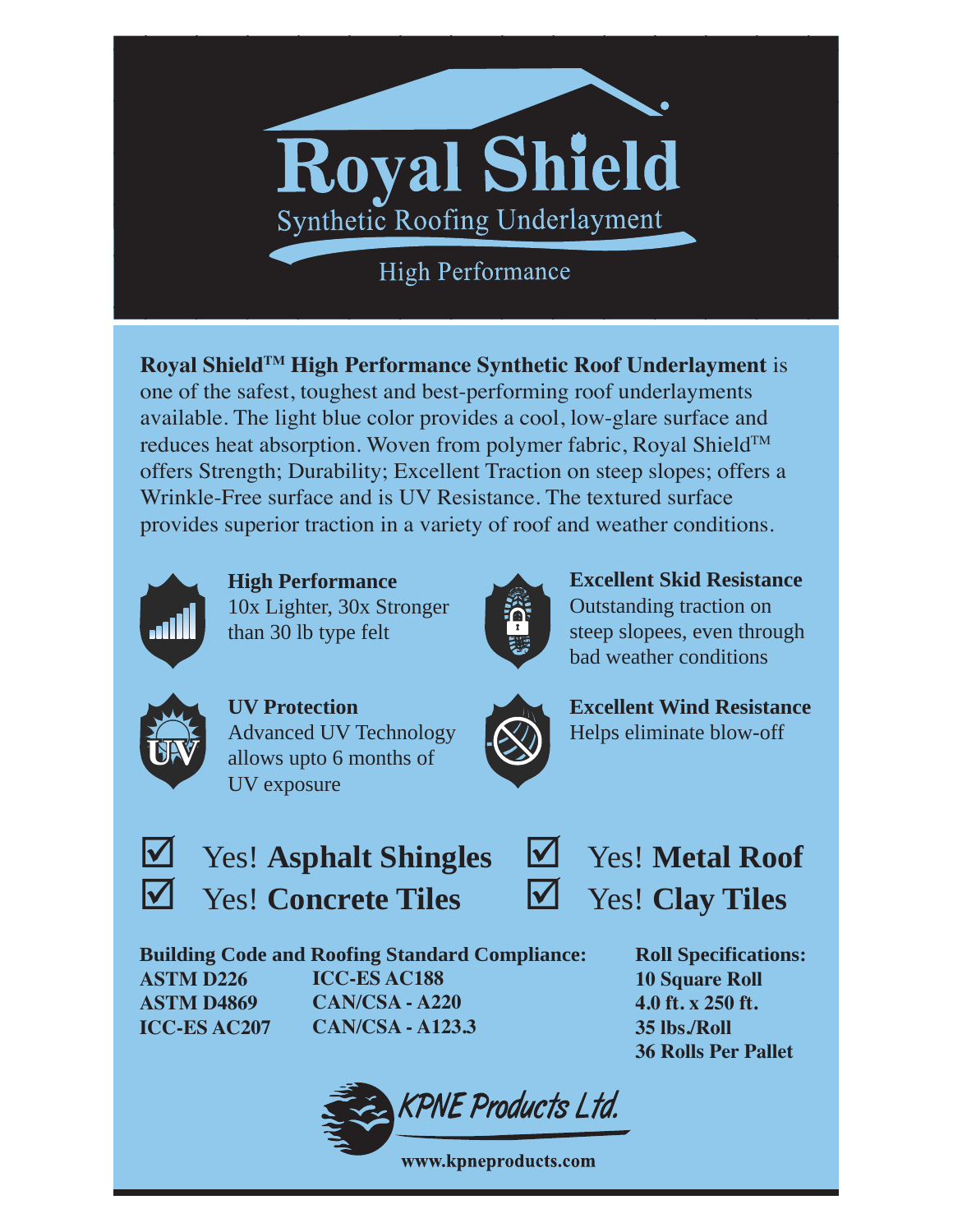# Royal Shield

Synthetic Roofing Underlayment

High Performance

**Royal Shield™ High Performance Synthetic Roof Underlayment** is one of the safest, toughest and best-performing roof underlayments available. The light blue color provides a cool, low-glare surface and reduces heat absorption. Woven from polymer fabric, Royal Shield™ offers Strength; Durability; Excellent Traction on steep slopes; offers a Wrinkle-Free surface and is UV Resistance. The textured surface provides superior traction in a variety of roof and weather conditions.

**High Performance**
10x Lighter, 30x Stronger than 30 lb type felt

**Excellent Skid Resistance**
Outstanding traction on steep slopees, even through bad weather conditions

**UV Protection**
Advanced UV Technology allows upto 6 months of UV exposure

**Excellent Wind Resistance**
Helps eliminate blow-off

- ☑ Yes! **Asphalt Shingles**
- ☑ Yes! **Metal Roof**
- ☑ Yes! **Concrete Tiles**
- ☑ Yes! **Clay Tiles**

**Building Code and Roofing Standard Compliance:**

| | |
|---|---|
| **ASTM D226** | **ICC-ES AC188** |
| **ASTM D4869** | **CAN/CSA - A220** |
| **ICC-ES AC207** | **CAN/CSA - A123.3** |

**Roll Specifications:**
**10 Square Roll**
**4.0 ft. x 250 ft.**
**35 lbs./Roll**
**36 Rolls Per Pallet**

KPNE Products Ltd.

**www.kpneproducts.com**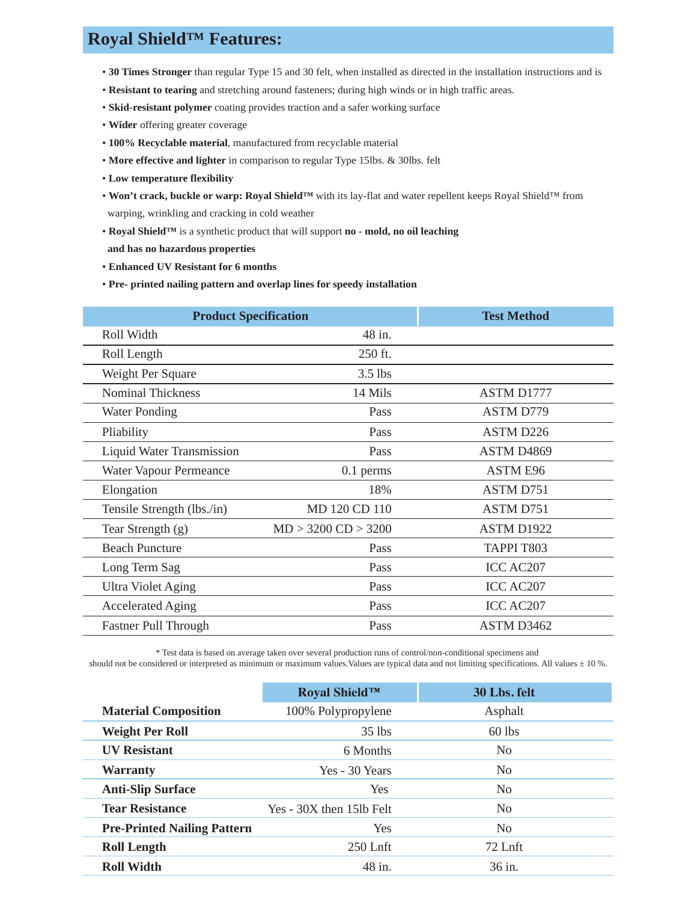## Royal Shield™ Features:

- **30 Times Stronger** than regular Type 15 and 30 felt, when installed as directed in the installation instructions and is
- **Resistant to tearing** and stretching around fasteners; during high winds or in high traffic areas.
- **Skid-resistant polymer** coating provides traction and a safer working surface
- **Wider** offering greater coverage
- **100% Recyclable material**, manufactured from recyclable material
- **More effective and lighter** in comparison to regular Type 15lbs. & 30lbs. felt
- **Low temperature flexibility**
- **Won't crack, buckle or warp: Royal Shield™** with its lay-flat and water repellent keeps Royal Shield™ from warping, wrinkling and cracking in cold weather
- **Royal Shield™** is a synthetic product that will support **no - mold, no oil leaching and has no hazardous properties**
- **Enhanced UV Resistant for 6 months**
- **Pre- printed nailing pattern and overlap lines for speedy installation**

| Product Specification | | Test Method |
|---|---|---|
| Roll Width | 48 in. | |
| Roll Length | 250 ft. | |
| Weight Per Square | 3.5 lbs | |
| Nominal Thickness | 14 Mils | ASTM D1777 |
| Water Ponding | Pass | ASTM D779 |
| Pliability | Pass | ASTM D226 |
| Liquid Water Transmission | Pass | ASTM D4869 |
| Water Vapour Permeance | 0.1 perms | ASTM E96 |
| Elongation | 18% | ASTM D751 |
| Tensile Strength (lbs./in) | MD 120 CD 110 | ASTM D751 |
| Tear Strength (g) | MD > 3200 CD > 3200 | ASTM D1922 |
| Beach Puncture | Pass | TAPPI T803 |
| Long Term Sag | Pass | ICC AC207 |
| Ultra Violet Aging | Pass | ICC AC207 |
| Accelerated Aging | Pass | ICC AC207 |
| Fastner Pull Through | Pass | ASTM D3462 |

* Test data is based on average taken over several production runs of control/non-conditional specimens and should not be considered or interpreted as minimum or maximum values.Values are typical data and not limiting specifications. All values ± 10 %.

| | Royal Shield™ | 30 Lbs. felt |
|---|---|---|
| **Material Composition** | 100% Polypropylene | Asphalt |
| **Weight Per Roll** | 35 lbs | 60 lbs |
| **UV Resistant** | 6 Months | No |
| **Warranty** | Yes - 30 Years | No |
| **Anti-Slip Surface** | Yes | No |
| **Tear Resistance** | Yes - 30X then 15lb Felt | No |
| **Pre-Printed Nailing Pattern** | Yes | No |
| **Roll Length** | 250 Lnft | 72 Lnft |
| **Roll Width** | 48 in. | 36 in. |